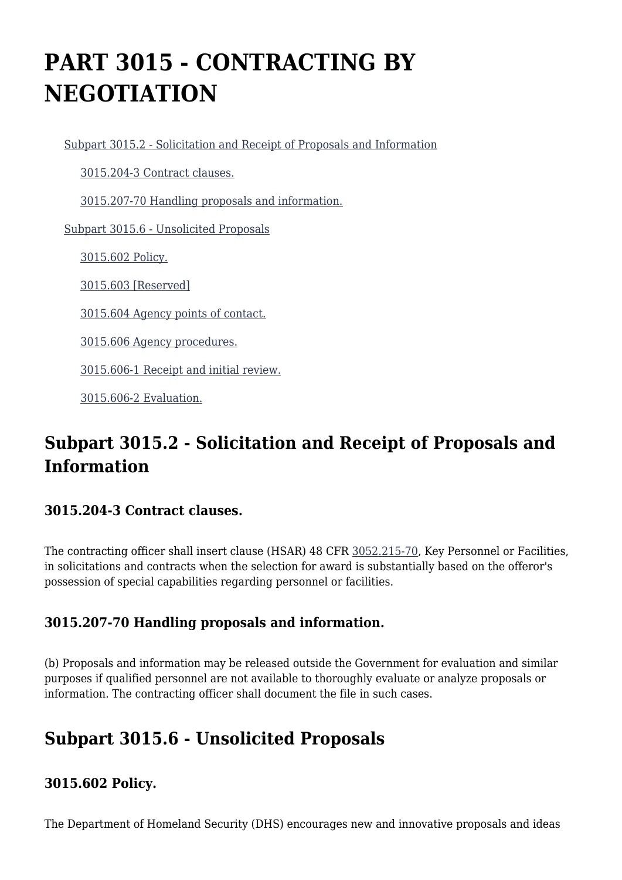# PART 3015 - CONTRACTING BY NEGOTIATION

- Subpart 3015.2 - Solicitation and Receipt of Proposals and Information
  - 3015.204-3 Contract clauses.
  - 3015.207-70 Handling proposals and information.
- Subpart 3015.6 - Unsolicited Proposals
  - 3015.602 Policy.
  - 3015.603 [Reserved]
  - 3015.604 Agency points of contact.
  - 3015.606 Agency procedures.
  - 3015.606-1 Receipt and initial review.
  - 3015.606-2 Evaluation.

## Subpart 3015.2 - Solicitation and Receipt of Proposals and Information

### 3015.204-3 Contract clauses.

The contracting officer shall insert clause (HSAR) 48 CFR 3052.215-70, Key Personnel or Facilities, in solicitations and contracts when the selection for award is substantially based on the offeror's possession of special capabilities regarding personnel or facilities.

### 3015.207-70 Handling proposals and information.

(b) Proposals and information may be released outside the Government for evaluation and similar purposes if qualified personnel are not available to thoroughly evaluate or analyze proposals or information. The contracting officer shall document the file in such cases.

## Subpart 3015.6 - Unsolicited Proposals

### 3015.602 Policy.

The Department of Homeland Security (DHS) encourages new and innovative proposals and ideas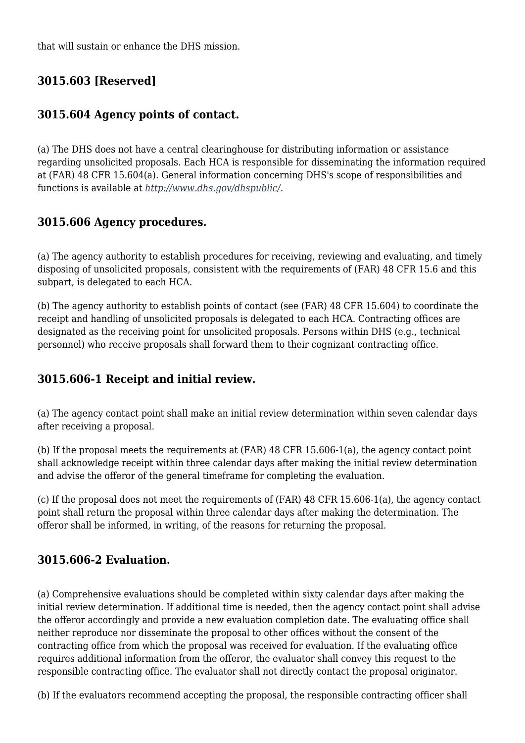that will sustain or enhance the DHS mission.

### 3015.603 [Reserved]

### 3015.604 Agency points of contact.

(a) The DHS does not have a central clearinghouse for distributing information or assistance regarding unsolicited proposals. Each HCA is responsible for disseminating the information required at (FAR) 48 CFR 15.604(a). General information concerning DHS's scope of responsibilities and functions is available at *http://www.dhs.gov/dhspublic/*.

### 3015.606 Agency procedures.

(a) The agency authority to establish procedures for receiving, reviewing and evaluating, and timely disposing of unsolicited proposals, consistent with the requirements of (FAR) 48 CFR 15.6 and this subpart, is delegated to each HCA.

(b) The agency authority to establish points of contact (see (FAR) 48 CFR 15.604) to coordinate the receipt and handling of unsolicited proposals is delegated to each HCA. Contracting offices are designated as the receiving point for unsolicited proposals. Persons within DHS (e.g., technical personnel) who receive proposals shall forward them to their cognizant contracting office.

### 3015.606-1 Receipt and initial review.

(a) The agency contact point shall make an initial review determination within seven calendar days after receiving a proposal.

(b) If the proposal meets the requirements at (FAR) 48 CFR 15.606-1(a), the agency contact point shall acknowledge receipt within three calendar days after making the initial review determination and advise the offeror of the general timeframe for completing the evaluation.

(c) If the proposal does not meet the requirements of (FAR) 48 CFR 15.606-1(a), the agency contact point shall return the proposal within three calendar days after making the determination. The offeror shall be informed, in writing, of the reasons for returning the proposal.

### 3015.606-2 Evaluation.

(a) Comprehensive evaluations should be completed within sixty calendar days after making the initial review determination. If additional time is needed, then the agency contact point shall advise the offeror accordingly and provide a new evaluation completion date. The evaluating office shall neither reproduce nor disseminate the proposal to other offices without the consent of the contracting office from which the proposal was received for evaluation. If the evaluating office requires additional information from the offeror, the evaluator shall convey this request to the responsible contracting office. The evaluator shall not directly contact the proposal originator.

(b) If the evaluators recommend accepting the proposal, the responsible contracting officer shall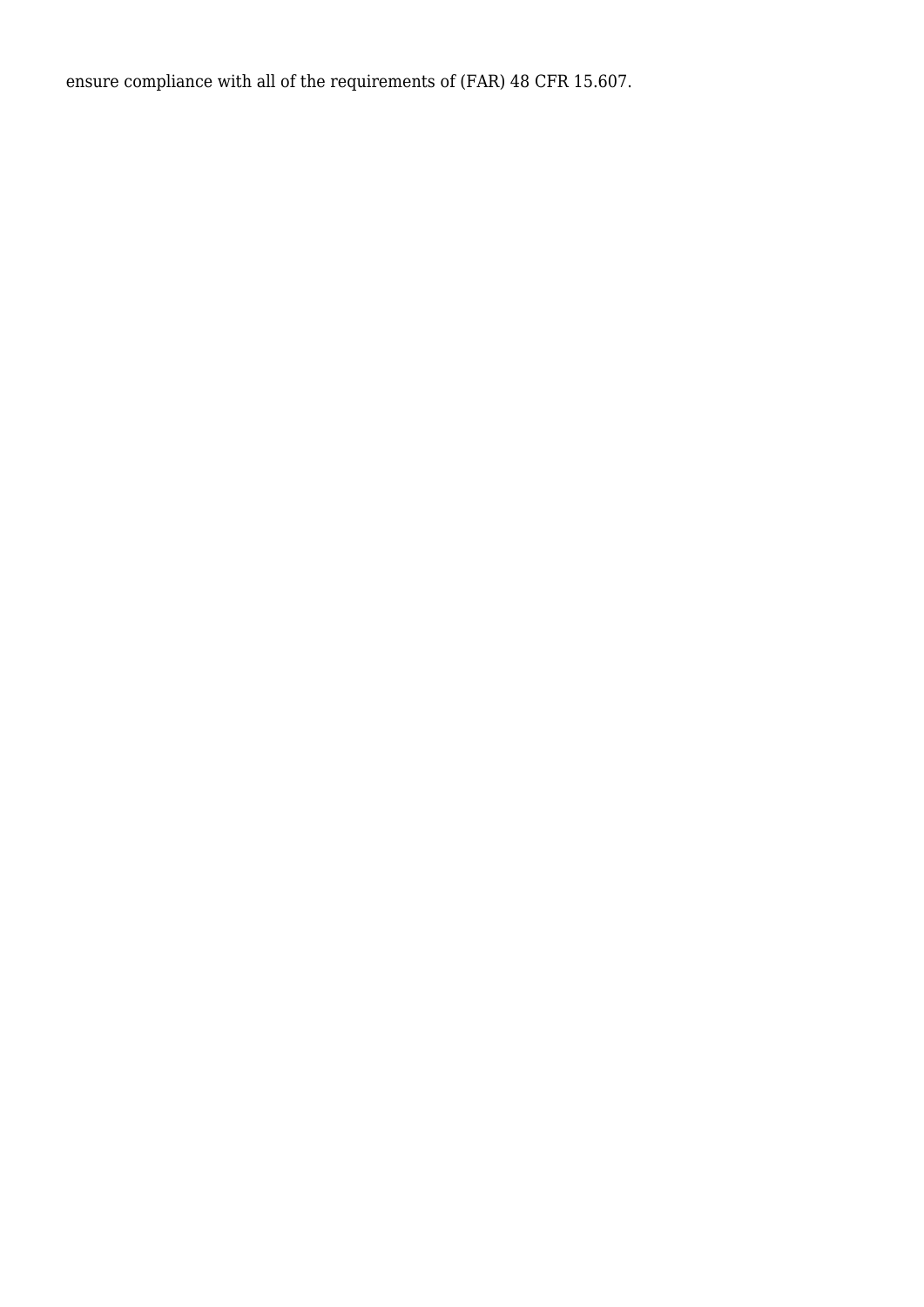ensure compliance with all of the requirements of (FAR) 48 CFR 15.607.